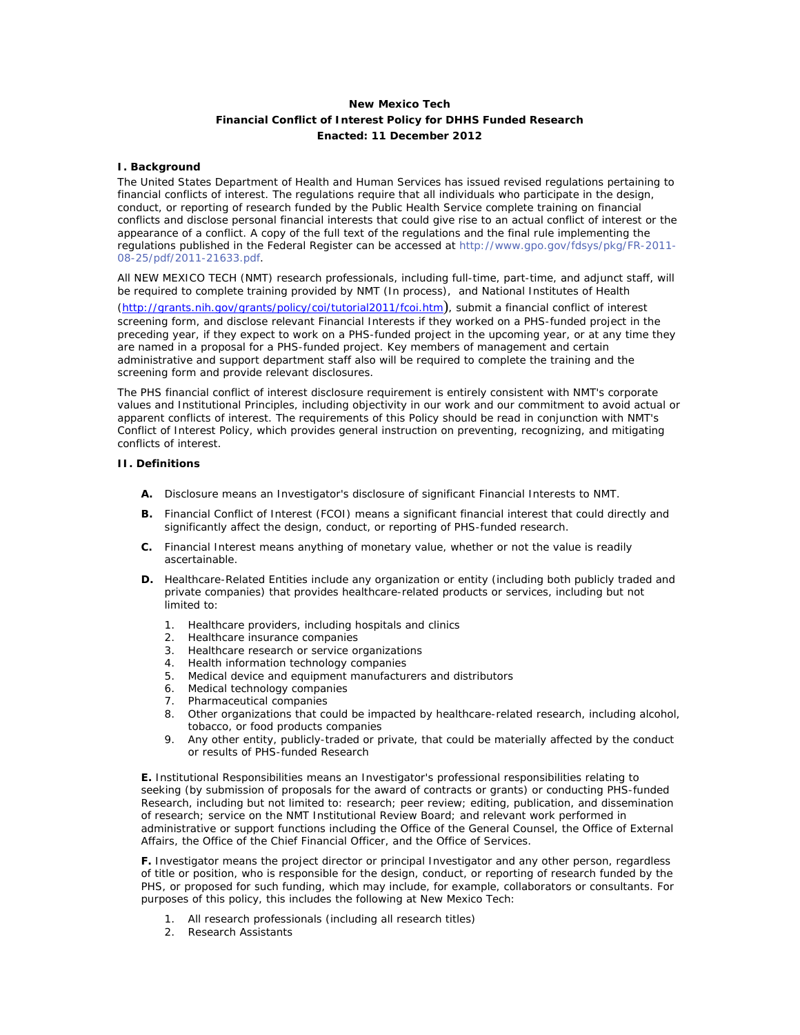**New Mexico Tech**
**Financial Conflict of Interest Policy for DHHS Funded Research**
**Enacted: 11 December 2012**

## I. Background

The United States Department of Health and Human Services has issued revised regulations pertaining to financial conflicts of interest. The regulations require that all individuals who participate in the design, conduct, or reporting of research funded by the Public Health Service complete training on financial conflicts and disclose personal financial interests that could give rise to an actual conflict of interest or the appearance of a conflict. A copy of the full text of the regulations and the final rule implementing the regulations published in the Federal Register can be accessed at http://www.gpo.gov/fdsys/pkg/FR-2011-08-25/pdf/2011-21633.pdf.

All NEW MEXICO TECH (NMT) research professionals, including full-time, part-time, and adjunct staff, will be required to complete training provided by NMT (In process), and National Institutes of Health (http://grants.nih.gov/grants/policy/coi/tutorial2011/fcoi.htm), submit a financial conflict of interest screening form, and disclose relevant Financial Interests if they worked on a PHS-funded project in the preceding year, if they expect to work on a PHS-funded project in the upcoming year, or at any time they are named in a proposal for a PHS-funded project. Key members of management and certain administrative and support department staff also will be required to complete the training and the screening form and provide relevant disclosures.

The PHS financial conflict of interest disclosure requirement is entirely consistent with NMT's corporate values and Institutional Principles, including objectivity in our work and our commitment to avoid actual or apparent conflicts of interest. The requirements of this Policy should be read in conjunction with NMT's Conflict of Interest Policy, which provides general instruction on preventing, recognizing, and mitigating conflicts of interest.

## II. Definitions

**A.** Disclosure means an Investigator's disclosure of significant Financial Interests to NMT.

**B.** Financial Conflict of Interest (FCOI) means a significant financial interest that could directly and significantly affect the design, conduct, or reporting of PHS-funded research.

**C.** Financial Interest means anything of monetary value, whether or not the value is readily ascertainable.

**D.** Healthcare-Related Entities include any organization or entity (including both publicly traded and private companies) that provides healthcare-related products or services, including but not limited to:

1. Healthcare providers, including hospitals and clinics
2. Healthcare insurance companies
3. Healthcare research or service organizations
4. Health information technology companies
5. Medical device and equipment manufacturers and distributors
6. Medical technology companies
7. Pharmaceutical companies
8. Other organizations that could be impacted by healthcare-related research, including alcohol, tobacco, or food products companies
9. Any other entity, publicly-traded or private, that could be materially affected by the conduct or results of PHS-funded Research

**E.** Institutional Responsibilities means an Investigator's professional responsibilities relating to seeking (by submission of proposals for the award of contracts or grants) or conducting PHS-funded Research, including but not limited to: research; peer review; editing, publication, and dissemination of research; service on the NMT Institutional Review Board; and relevant work performed in administrative or support functions including the Office of the General Counsel, the Office of External Affairs, the Office of the Chief Financial Officer, and the Office of Services.

**F.** Investigator means the project director or principal Investigator and any other person, regardless of title or position, who is responsible for the design, conduct, or reporting of research funded by the PHS, or proposed for such funding, which may include, for example, collaborators or consultants. For purposes of this policy, this includes the following at New Mexico Tech:

1. All research professionals (including all research titles)
2. Research Assistants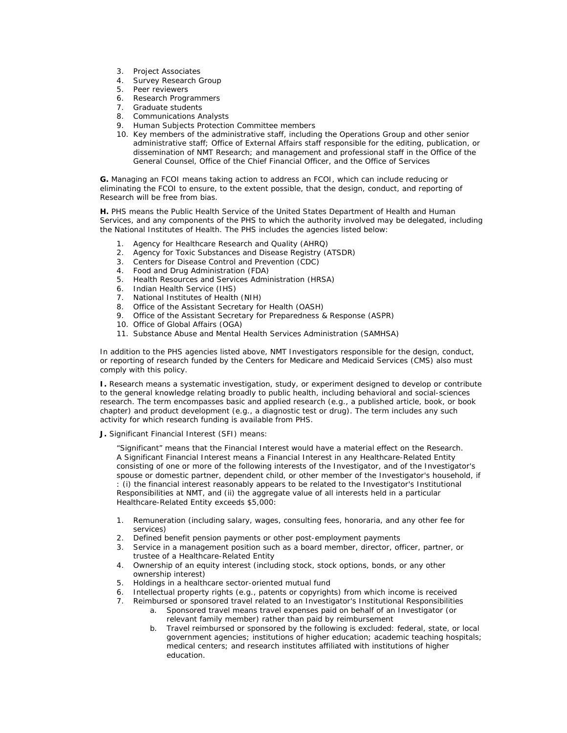3. Project Associates
4. Survey Research Group
5. Peer reviewers
6. Research Programmers
7. Graduate students
8. Communications Analysts
9. Human Subjects Protection Committee members
10. Key members of the administrative staff, including the Operations Group and other senior administrative staff; Office of External Affairs staff responsible for the editing, publication, or dissemination of NMT Research; and management and professional staff in the Office of the General Counsel, Office of the Chief Financial Officer, and the Office of Services

**G.** Managing an FCOI means taking action to address an FCOI, which can include reducing or eliminating the FCOI to ensure, to the extent possible, that the design, conduct, and reporting of Research will be free from bias.

**H.** PHS means the Public Health Service of the United States Department of Health and Human Services, and any components of the PHS to which the authority involved may be delegated, including the National Institutes of Health. The PHS includes the agencies listed below:

1. Agency for Healthcare Research and Quality (AHRQ)
2. Agency for Toxic Substances and Disease Registry (ATSDR)
3. Centers for Disease Control and Prevention (CDC)
4. Food and Drug Administration (FDA)
5. Health Resources and Services Administration (HRSA)
6. Indian Health Service (IHS)
7. National Institutes of Health (NIH)
8. Office of the Assistant Secretary for Health (OASH)
9. Office of the Assistant Secretary for Preparedness & Response (ASPR)
10. Office of Global Affairs (OGA)
11. Substance Abuse and Mental Health Services Administration (SAMHSA)

In addition to the PHS agencies listed above, NMT Investigators responsible for the design, conduct, or reporting of research funded by the Centers for Medicare and Medicaid Services (CMS) also must comply with this policy.

**I.** Research means a systematic investigation, study, or experiment designed to develop or contribute to the general knowledge relating broadly to public health, including behavioral and social-sciences research. The term encompasses basic and applied research (e.g., a published article, book, or book chapter) and product development (e.g., a diagnostic test or drug). The term includes any such activity for which research funding is available from PHS.

**J.** Significant Financial Interest (SFI) means:

"Significant" means that the Financial Interest would have a material effect on the Research. A Significant Financial Interest means a Financial Interest in any Healthcare-Related Entity consisting of one or more of the following interests of the Investigator, and of the Investigator's spouse or domestic partner, dependent child, or other member of the Investigator's household, if : (i) the financial interest reasonably appears to be related to the Investigator's Institutional Responsibilities at NMT, and (ii) the aggregate value of all interests held in a particular Healthcare-Related Entity exceeds $5,000:

1. Remuneration (including salary, wages, consulting fees, honoraria, and any other fee for services)
2. Defined benefit pension payments or other post-employment payments
3. Service in a management position such as a board member, director, officer, partner, or trustee of a Healthcare-Related Entity
4. Ownership of an equity interest (including stock, stock options, bonds, or any other ownership interest)
5. Holdings in a healthcare sector-oriented mutual fund
6. Intellectual property rights (e.g., patents or copyrights) from which income is received
7. Reimbursed or sponsored travel related to an Investigator's Institutional Responsibilities
   a. Sponsored travel means travel expenses paid on behalf of an Investigator (or relevant family member) rather than paid by reimbursement
   b. Travel reimbursed or sponsored by the following is excluded: federal, state, or local government agencies; institutions of higher education; academic teaching hospitals; medical centers; and research institutes affiliated with institutions of higher education.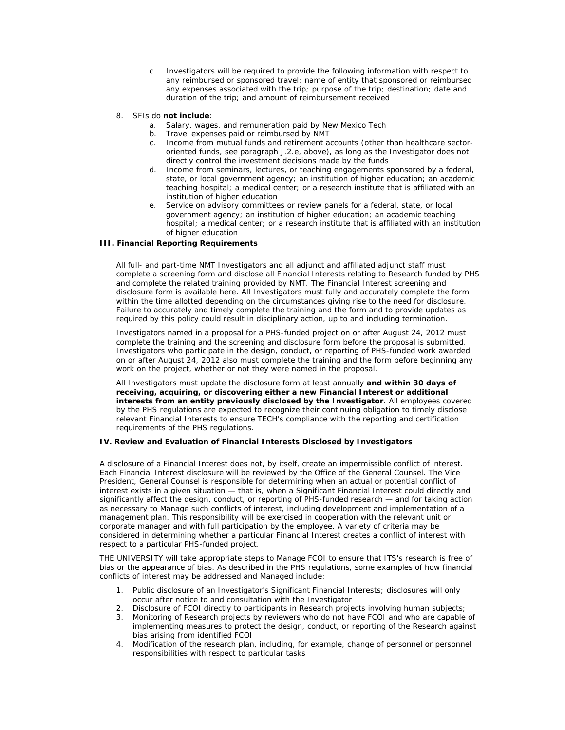c. Investigators will be required to provide the following information with respect to any reimbursed or sponsored travel: name of entity that sponsored or reimbursed any expenses associated with the trip; purpose of the trip; destination; date and duration of the trip; and amount of reimbursement received

8. SFIs do **not include**:
   a. Salary, wages, and remuneration paid by New Mexico Tech
   b. Travel expenses paid or reimbursed by NMT
   c. Income from mutual funds and retirement accounts (other than healthcare sector-oriented funds, see paragraph J.2.e, above), as long as the Investigator does not directly control the investment decisions made by the funds
   d. Income from seminars, lectures, or teaching engagements sponsored by a federal, state, or local government agency; an institution of higher education; an academic teaching hospital; a medical center; or a research institute that is affiliated with an institution of higher education
   e. Service on advisory committees or review panels for a federal, state, or local government agency; an institution of higher education; an academic teaching hospital; a medical center; or a research institute that is affiliated with an institution of higher education

### III. Financial Reporting Requirements

All full- and part-time NMT Investigators and all adjunct and affiliated adjunct staff must complete a screening form and disclose all Financial Interests relating to Research funded by PHS and complete the related training provided by NMT. The Financial Interest screening and disclosure form is available here. All Investigators must fully and accurately complete the form within the time allotted depending on the circumstances giving rise to the need for disclosure. Failure to accurately and timely complete the training and the form and to provide updates as required by this policy could result in disciplinary action, up to and including termination.

Investigators named in a proposal for a PHS-funded project on or after August 24, 2012 must complete the training and the screening and disclosure form before the proposal is submitted. Investigators who participate in the design, conduct, or reporting of PHS-funded work awarded on or after August 24, 2012 also must complete the training and the form before beginning any work on the project, whether or not they were named in the proposal.

All Investigators must update the disclosure form at least annually **and within 30 days of receiving, acquiring, or discovering either a new Financial Interest or additional interests from an entity previously disclosed by the Investigator**. All employees covered by the PHS regulations are expected to recognize their continuing obligation to timely disclose relevant Financial Interests to ensure TECH's compliance with the reporting and certification requirements of the PHS regulations.

### IV. Review and Evaluation of Financial Interests Disclosed by Investigators

A disclosure of a Financial Interest does not, by itself, create an impermissible conflict of interest. Each Financial Interest disclosure will be reviewed by the Office of the General Counsel. The Vice President, General Counsel is responsible for determining when an actual or potential conflict of interest exists in a given situation — that is, when a Significant Financial Interest could directly and significantly affect the design, conduct, or reporting of PHS-funded research — and for taking action as necessary to Manage such conflicts of interest, including development and implementation of a management plan. This responsibility will be exercised in cooperation with the relevant unit or corporate manager and with full participation by the employee. A variety of criteria may be considered in determining whether a particular Financial Interest creates a conflict of interest with respect to a particular PHS-funded project.

THE UNIVERSITY will take appropriate steps to Manage FCOI to ensure that ITS's research is free of bias or the appearance of bias. As described in the PHS regulations, some examples of how financial conflicts of interest may be addressed and Managed include:

1. Public disclosure of an Investigator's Significant Financial Interests; disclosures will only occur after notice to and consultation with the Investigator
2. Disclosure of FCOI directly to participants in Research projects involving human subjects;
3. Monitoring of Research projects by reviewers who do not have FCOI and who are capable of implementing measures to protect the design, conduct, or reporting of the Research against bias arising from identified FCOI
4. Modification of the research plan, including, for example, change of personnel or personnel responsibilities with respect to particular tasks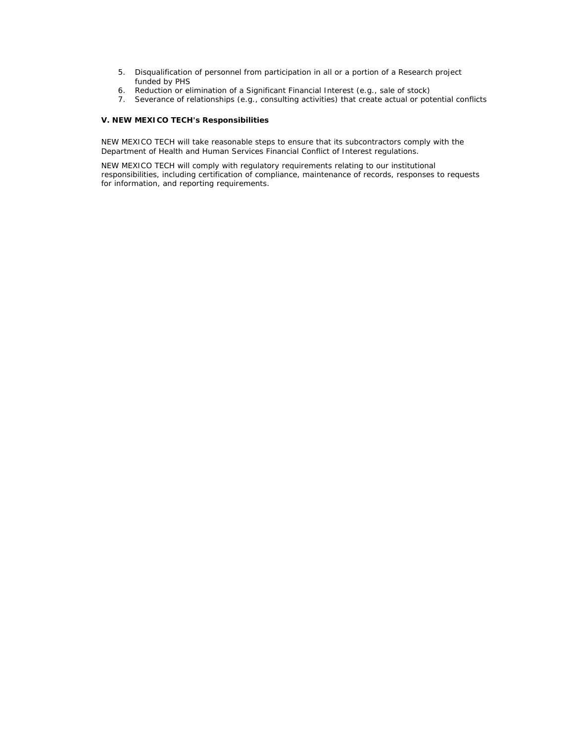5. Disqualification of personnel from participation in all or a portion of a Research project funded by PHS
6. Reduction or elimination of a Significant Financial Interest (e.g., sale of stock)
7. Severance of relationships (e.g., consulting activities) that create actual or potential conflicts

**V. NEW MEXICO TECH's Responsibilities**

NEW MEXICO TECH will take reasonable steps to ensure that its subcontractors comply with the Department of Health and Human Services Financial Conflict of Interest regulations.

NEW MEXICO TECH will comply with regulatory requirements relating to our institutional responsibilities, including certification of compliance, maintenance of records, responses to requests for information, and reporting requirements.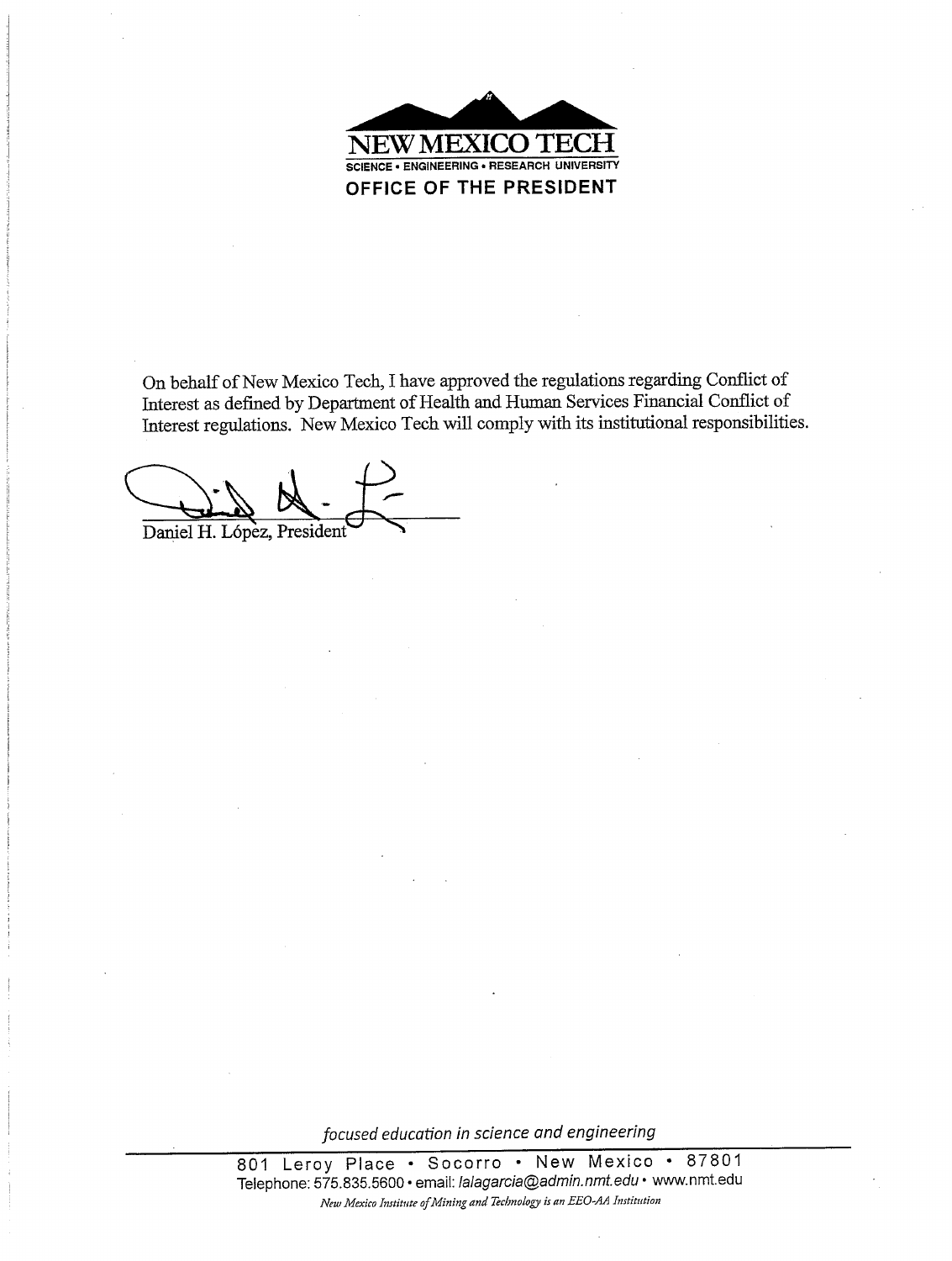# NEW MEXICO TECH

SCIENCE • ENGINEERING • RESEARCH UNIVERSITY

**OFFICE OF THE PRESIDENT**

On behalf of New Mexico Tech, I have approved the regulations regarding Conflict of Interest as defined by Department of Health and Human Services Financial Conflict of Interest regulations. New Mexico Tech will comply with its institutional responsibilities.

Daniel H. López, President

*focused education in science and engineering*

801 Leroy Place • Socorro • New Mexico • 87801
Telephone: 575.835.5600 • email: *lalagarcia@admin.nmt.edu* • www.nmt.edu
*New Mexico Institute of Mining and Technology is an EEO-AA Institution*